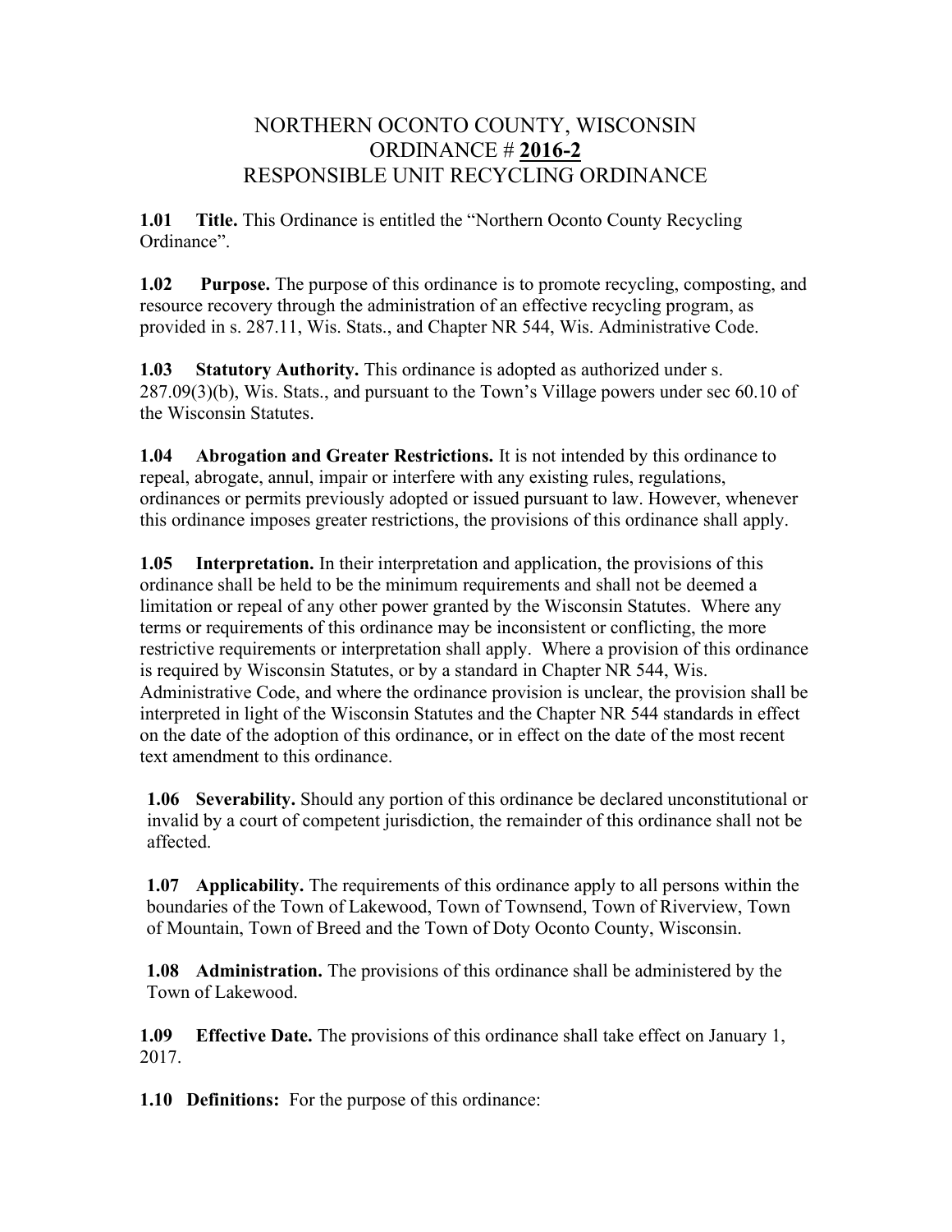# NORTHERN OCONTO COUNTY, WISCONSIN
# ORDINANCE # **2016-2**
# RESPONSIBLE UNIT RECYCLING ORDINANCE

**1.01 Title.** This Ordinance is entitled the "Northern Oconto County Recycling Ordinance".

**1.02 Purpose.** The purpose of this ordinance is to promote recycling, composting, and resource recovery through the administration of an effective recycling program, as provided in s. 287.11, Wis. Stats., and Chapter NR 544, Wis. Administrative Code.

**1.03 Statutory Authority.** This ordinance is adopted as authorized under s. 287.09(3)(b), Wis. Stats., and pursuant to the Town's Village powers under sec 60.10 of the Wisconsin Statutes.

**1.04 Abrogation and Greater Restrictions.** It is not intended by this ordinance to repeal, abrogate, annul, impair or interfere with any existing rules, regulations, ordinances or permits previously adopted or issued pursuant to law. However, whenever this ordinance imposes greater restrictions, the provisions of this ordinance shall apply.

**1.05 Interpretation.** In their interpretation and application, the provisions of this ordinance shall be held to be the minimum requirements and shall not be deemed a limitation or repeal of any other power granted by the Wisconsin Statutes. Where any terms or requirements of this ordinance may be inconsistent or conflicting, the more restrictive requirements or interpretation shall apply. Where a provision of this ordinance is required by Wisconsin Statutes, or by a standard in Chapter NR 544, Wis. Administrative Code, and where the ordinance provision is unclear, the provision shall be interpreted in light of the Wisconsin Statutes and the Chapter NR 544 standards in effect on the date of the adoption of this ordinance, or in effect on the date of the most recent text amendment to this ordinance.

**1.06 Severability.** Should any portion of this ordinance be declared unconstitutional or invalid by a court of competent jurisdiction, the remainder of this ordinance shall not be affected.

**1.07 Applicability.** The requirements of this ordinance apply to all persons within the boundaries of the Town of Lakewood, Town of Townsend, Town of Riverview, Town of Mountain, Town of Breed and the Town of Doty Oconto County, Wisconsin.

**1.08 Administration.** The provisions of this ordinance shall be administered by the Town of Lakewood.

**1.09 Effective Date.** The provisions of this ordinance shall take effect on January 1, 2017.

**1.10 Definitions:** For the purpose of this ordinance: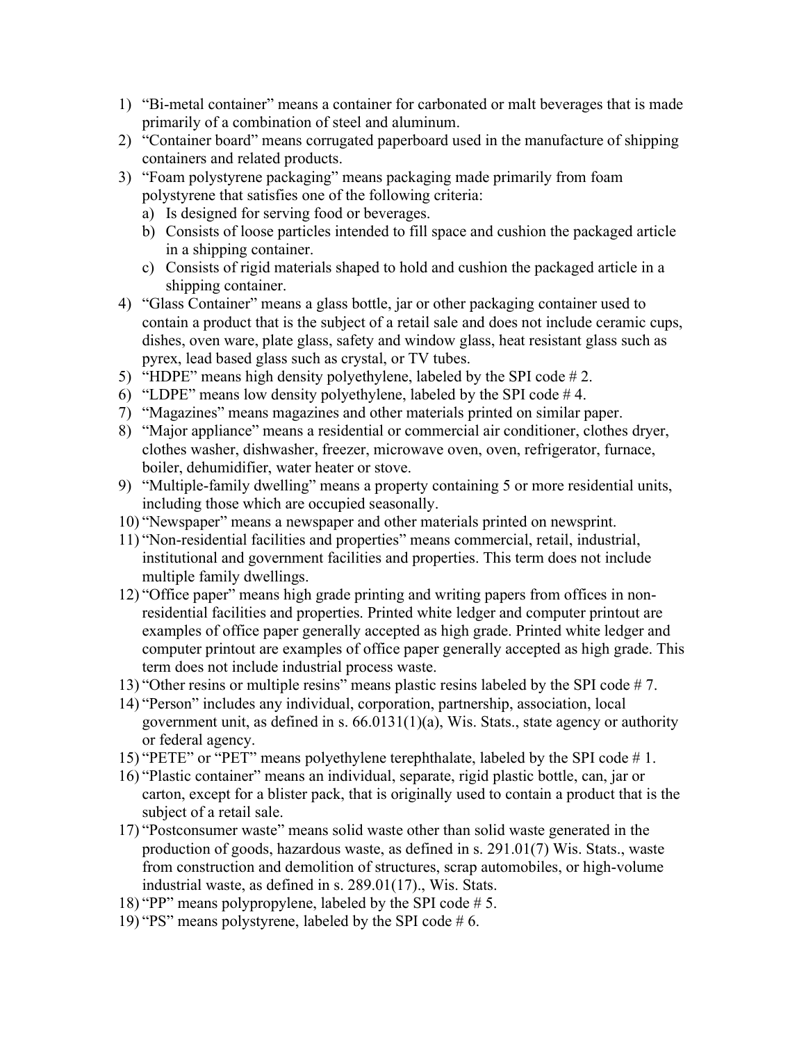1) "Bi-metal container" means a container for carbonated or malt beverages that is made primarily of a combination of steel and aluminum.
2) "Container board" means corrugated paperboard used in the manufacture of shipping containers and related products.
3) "Foam polystyrene packaging" means packaging made primarily from foam polystyrene that satisfies one of the following criteria:
   a) Is designed for serving food or beverages.
   b) Consists of loose particles intended to fill space and cushion the packaged article in a shipping container.
   c) Consists of rigid materials shaped to hold and cushion the packaged article in a shipping container.
4) "Glass Container" means a glass bottle, jar or other packaging container used to contain a product that is the subject of a retail sale and does not include ceramic cups, dishes, oven ware, plate glass, safety and window glass, heat resistant glass such as pyrex, lead based glass such as crystal, or TV tubes.
5) "HDPE" means high density polyethylene, labeled by the SPI code # 2.
6) "LDPE" means low density polyethylene, labeled by the SPI code # 4.
7) "Magazines" means magazines and other materials printed on similar paper.
8) "Major appliance" means a residential or commercial air conditioner, clothes dryer, clothes washer, dishwasher, freezer, microwave oven, oven, refrigerator, furnace, boiler, dehumidifier, water heater or stove.
9) "Multiple-family dwelling" means a property containing 5 or more residential units, including those which are occupied seasonally.
10) "Newspaper" means a newspaper and other materials printed on newsprint.
11) "Non-residential facilities and properties" means commercial, retail, industrial, institutional and government facilities and properties. This term does not include multiple family dwellings.
12) "Office paper" means high grade printing and writing papers from offices in non-residential facilities and properties. Printed white ledger and computer printout are examples of office paper generally accepted as high grade. Printed white ledger and computer printout are examples of office paper generally accepted as high grade. This term does not include industrial process waste.
13) "Other resins or multiple resins" means plastic resins labeled by the SPI code # 7.
14) "Person" includes any individual, corporation, partnership, association, local government unit, as defined in s. 66.0131(1)(a), Wis. Stats., state agency or authority or federal agency.
15) "PETE" or "PET" means polyethylene terephthalate, labeled by the SPI code # 1.
16) "Plastic container" means an individual, separate, rigid plastic bottle, can, jar or carton, except for a blister pack, that is originally used to contain a product that is the subject of a retail sale.
17) "Postconsumer waste" means solid waste other than solid waste generated in the production of goods, hazardous waste, as defined in s. 291.01(7) Wis. Stats., waste from construction and demolition of structures, scrap automobiles, or high-volume industrial waste, as defined in s. 289.01(17)., Wis. Stats.
18) "PP" means polypropylene, labeled by the SPI code # 5.
19) "PS" means polystyrene, labeled by the SPI code # 6.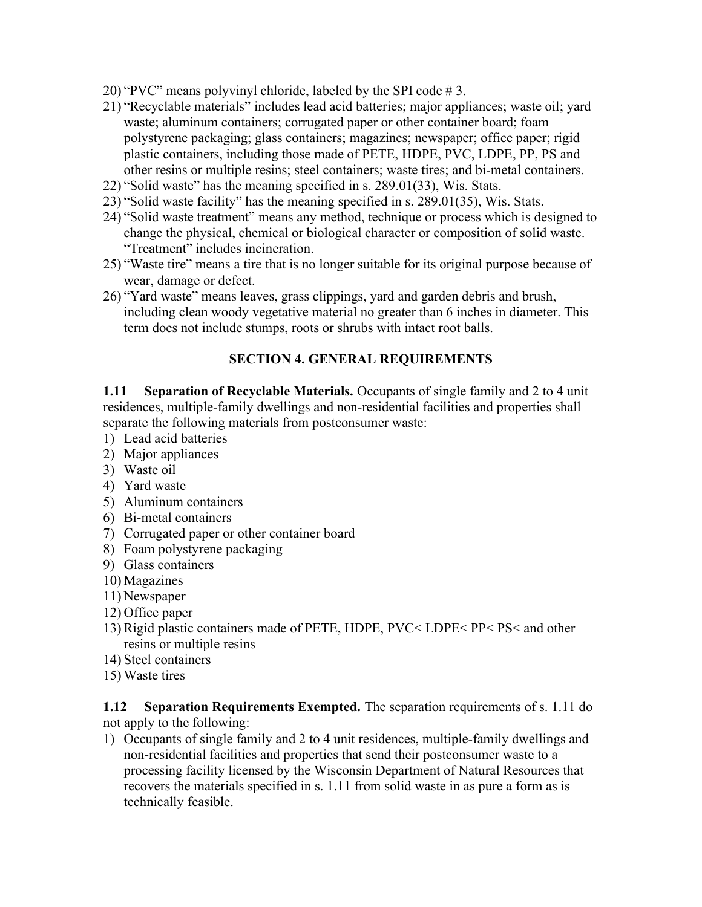20) "PVC" means polyvinyl chloride, labeled by the SPI code # 3.
21) "Recyclable materials" includes lead acid batteries; major appliances; waste oil; yard waste; aluminum containers; corrugated paper or other container board; foam polystyrene packaging; glass containers; magazines; newspaper; office paper; rigid plastic containers, including those made of PETE, HDPE, PVC, LDPE, PP, PS and other resins or multiple resins; steel containers; waste tires; and bi-metal containers.
22) "Solid waste" has the meaning specified in s. 289.01(33), Wis. Stats.
23) "Solid waste facility" has the meaning specified in s. 289.01(35), Wis. Stats.
24) "Solid waste treatment" means any method, technique or process which is designed to change the physical, chemical or biological character or composition of solid waste. "Treatment" includes incineration.
25) "Waste tire" means a tire that is no longer suitable for its original purpose because of wear, damage or defect.
26) "Yard waste" means leaves, grass clippings, yard and garden debris and brush, including clean woody vegetative material no greater than 6 inches in diameter. This term does not include stumps, roots or shrubs with intact root balls.

## SECTION 4. GENERAL REQUIREMENTS

**1.11 Separation of Recyclable Materials.** Occupants of single family and 2 to 4 unit residences, multiple-family dwellings and non-residential facilities and properties shall separate the following materials from postconsumer waste:

1) Lead acid batteries
2) Major appliances
3) Waste oil
4) Yard waste
5) Aluminum containers
6) Bi-metal containers
7) Corrugated paper or other container board
8) Foam polystyrene packaging
9) Glass containers
10) Magazines
11) Newspaper
12) Office paper
13) Rigid plastic containers made of PETE, HDPE, PVC< LDPE< PP< PS< and other resins or multiple resins
14) Steel containers
15) Waste tires

**1.12 Separation Requirements Exempted.** The separation requirements of s. 1.11 do not apply to the following:

1) Occupants of single family and 2 to 4 unit residences, multiple-family dwellings and non-residential facilities and properties that send their postconsumer waste to a processing facility licensed by the Wisconsin Department of Natural Resources that recovers the materials specified in s. 1.11 from solid waste in as pure a form as is technically feasible.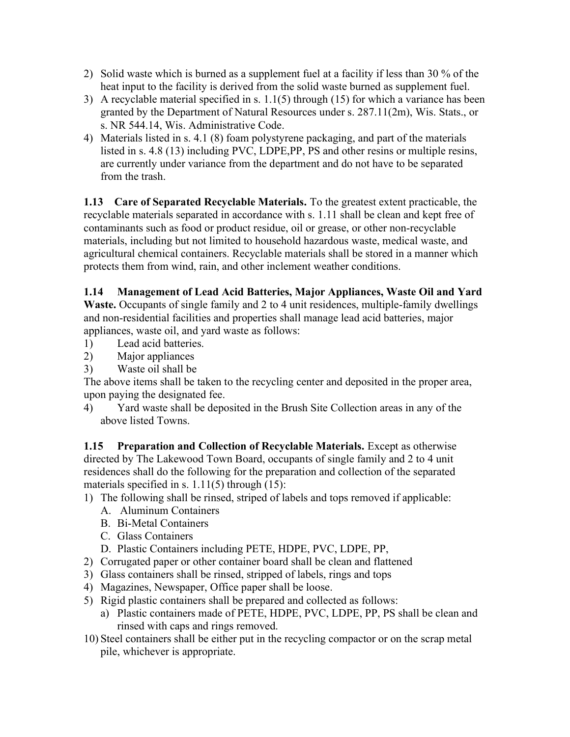2) Solid waste which is burned as a supplement fuel at a facility if less than 30 % of the heat input to the facility is derived from the solid waste burned as supplement fuel.
3) A recyclable material specified in s. 1.1(5) through (15) for which a variance has been granted by the Department of Natural Resources under s. 287.11(2m), Wis. Stats., or s. NR 544.14, Wis. Administrative Code.
4) Materials listed in s. 4.1 (8) foam polystyrene packaging, and part of the materials listed in s. 4.8 (13) including PVC, LDPE,PP, PS and other resins or multiple resins, are currently under variance from the department and do not have to be separated from the trash.

**1.13 Care of Separated Recyclable Materials.** To the greatest extent practicable, the recyclable materials separated in accordance with s. 1.11 shall be clean and kept free of contaminants such as food or product residue, oil or grease, or other non-recyclable materials, including but not limited to household hazardous waste, medical waste, and agricultural chemical containers. Recyclable materials shall be stored in a manner which protects them from wind, rain, and other inclement weather conditions.

**1.14 Management of Lead Acid Batteries, Major Appliances, Waste Oil and Yard Waste.** Occupants of single family and 2 to 4 unit residences, multiple-family dwellings and non-residential facilities and properties shall manage lead acid batteries, major appliances, waste oil, and yard waste as follows:

1) Lead acid batteries.
2) Major appliances
3) Waste oil shall be

The above items shall be taken to the recycling center and deposited in the proper area, upon paying the designated fee.

4) Yard waste shall be deposited in the Brush Site Collection areas in any of the above listed Towns.

**1.15 Preparation and Collection of Recyclable Materials.** Except as otherwise directed by The Lakewood Town Board, occupants of single family and 2 to 4 unit residences shall do the following for the preparation and collection of the separated materials specified in s. 1.11(5) through (15):

1) The following shall be rinsed, striped of labels and tops removed if applicable:
   A. Aluminum Containers
   B. Bi-Metal Containers
   C. Glass Containers
   D. Plastic Containers including PETE, HDPE, PVC, LDPE, PP,
2) Corrugated paper or other container board shall be clean and flattened
3) Glass containers shall be rinsed, stripped of labels, rings and tops
4) Magazines, Newspaper, Office paper shall be loose.
5) Rigid plastic containers shall be prepared and collected as follows:
   a) Plastic containers made of PETE, HDPE, PVC, LDPE, PP, PS shall be clean and rinsed with caps and rings removed.

10) Steel containers shall be either put in the recycling compactor or on the scrap metal pile, whichever is appropriate.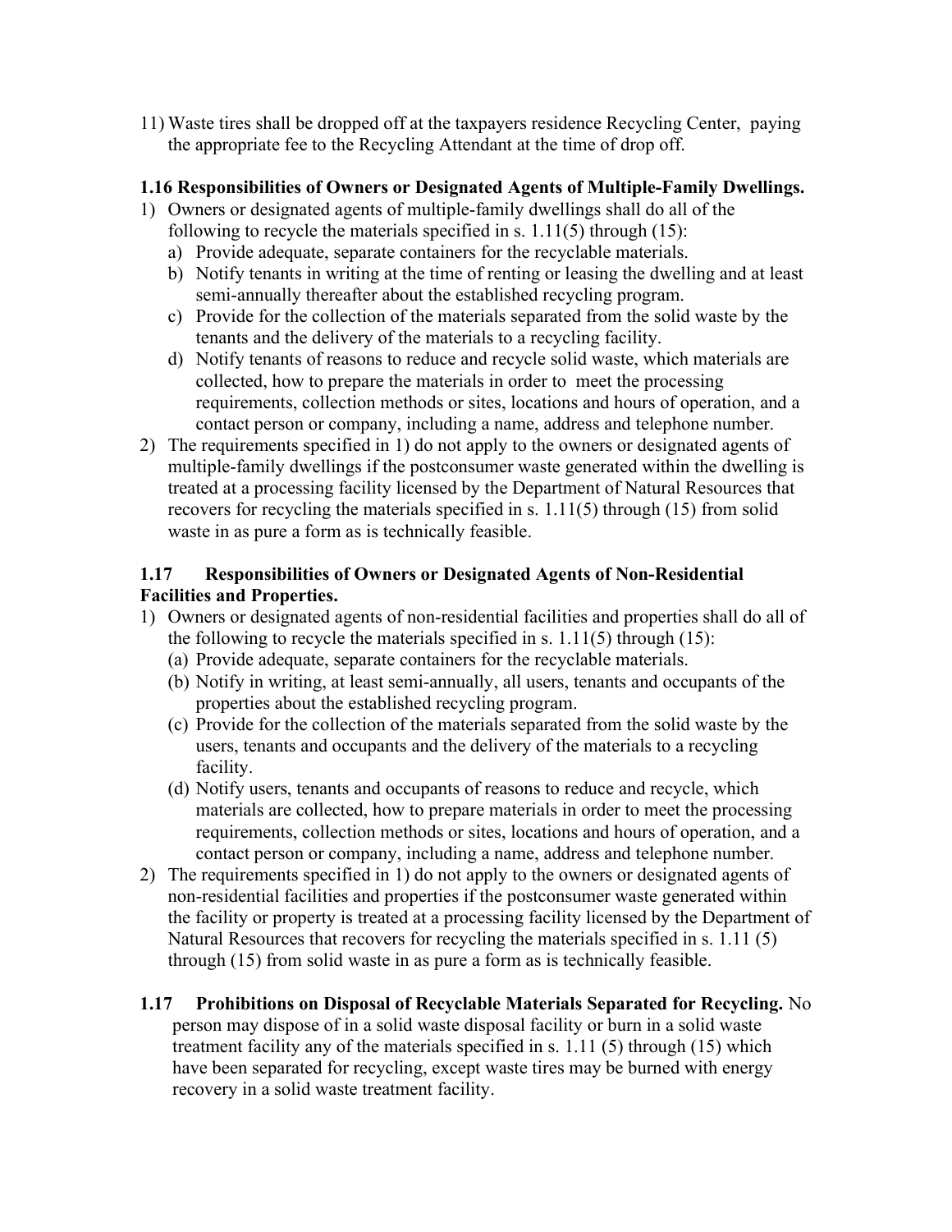11) Waste tires shall be dropped off at the taxpayers residence Recycling Center, paying the appropriate fee to the Recycling Attendant at the time of drop off.

### 1.16 Responsibilities of Owners or Designated Agents of Multiple-Family Dwellings.

1) Owners or designated agents of multiple-family dwellings shall do all of the following to recycle the materials specified in s. 1.11(5) through (15):
   a) Provide adequate, separate containers for the recyclable materials.
   b) Notify tenants in writing at the time of renting or leasing the dwelling and at least semi-annually thereafter about the established recycling program.
   c) Provide for the collection of the materials separated from the solid waste by the tenants and the delivery of the materials to a recycling facility.
   d) Notify tenants of reasons to reduce and recycle solid waste, which materials are collected, how to prepare the materials in order to meet the processing requirements, collection methods or sites, locations and hours of operation, and a contact person or company, including a name, address and telephone number.
2) The requirements specified in 1) do not apply to the owners or designated agents of multiple-family dwellings if the postconsumer waste generated within the dwelling is treated at a processing facility licensed by the Department of Natural Resources that recovers for recycling the materials specified in s. 1.11(5) through (15) from solid waste in as pure a form as is technically feasible.

### 1.17 Responsibilities of Owners or Designated Agents of Non-Residential Facilities and Properties.

1) Owners or designated agents of non-residential facilities and properties shall do all of the following to recycle the materials specified in s. 1.11(5) through (15):
   (a) Provide adequate, separate containers for the recyclable materials.
   (b) Notify in writing, at least semi-annually, all users, tenants and occupants of the properties about the established recycling program.
   (c) Provide for the collection of the materials separated from the solid waste by the users, tenants and occupants and the delivery of the materials to a recycling facility.
   (d) Notify users, tenants and occupants of reasons to reduce and recycle, which materials are collected, how to prepare materials in order to meet the processing requirements, collection methods or sites, locations and hours of operation, and a contact person or company, including a name, address and telephone number.
2) The requirements specified in 1) do not apply to the owners or designated agents of non-residential facilities and properties if the postconsumer waste generated within the facility or property is treated at a processing facility licensed by the Department of Natural Resources that recovers for recycling the materials specified in s. 1.11 (5) through (15) from solid waste in as pure a form as is technically feasible.

**1.17 Prohibitions on Disposal of Recyclable Materials Separated for Recycling.** No person may dispose of in a solid waste disposal facility or burn in a solid waste treatment facility any of the materials specified in s. 1.11 (5) through (15) which have been separated for recycling, except waste tires may be burned with energy recovery in a solid waste treatment facility.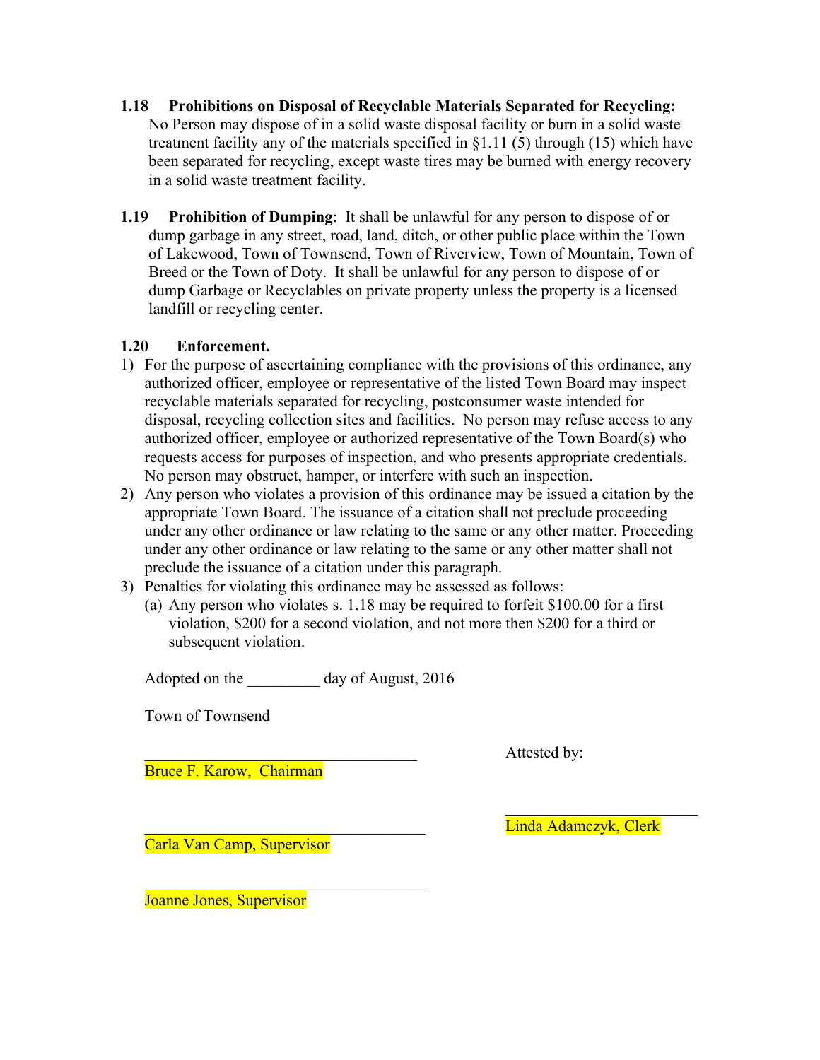**1.18 Prohibitions on Disposal of Recyclable Materials Separated for Recycling:** No Person may dispose of in a solid waste disposal facility or burn in a solid waste treatment facility any of the materials specified in §1.11 (5) through (15) which have been separated for recycling, except waste tires may be burned with energy recovery in a solid waste treatment facility.

**1.19 Prohibition of Dumping**: It shall be unlawful for any person to dispose of or dump garbage in any street, road, land, ditch, or other public place within the Town of Lakewood, Town of Townsend, Town of Riverview, Town of Mountain, Town of Breed or the Town of Doty. It shall be unlawful for any person to dispose of or dump Garbage or Recyclables on private property unless the property is a licensed landfill or recycling center.

**1.20 Enforcement.**

1) For the purpose of ascertaining compliance with the provisions of this ordinance, any authorized officer, employee or representative of the listed Town Board may inspect recyclable materials separated for recycling, postconsumer waste intended for disposal, recycling collection sites and facilities. No person may refuse access to any authorized officer, employee or authorized representative of the Town Board(s) who requests access for purposes of inspection, and who presents appropriate credentials. No person may obstruct, hamper, or interfere with such an inspection.
2) Any person who violates a provision of this ordinance may be issued a citation by the appropriate Town Board. The issuance of a citation shall not preclude proceeding under any other ordinance or law relating to the same or any other matter. Proceeding under any other ordinance or law relating to the same or any other matter shall not preclude the issuance of a citation under this paragraph.
3) Penalties for violating this ordinance may be assessed as follows:
   (a) Any person who violates s. 1.18 may be required to forfeit $100.00 for a first violation, $200 for a second violation, and not more then $200 for a third or subsequent violation.

Adopted on the _________ day of August, 2016

Town of Townsend

_________________________________
Bruce F. Karow, Chairman

Attested by:

_________________________________
Linda Adamczyk, Clerk

_________________________________
Carla Van Camp, Supervisor

_________________________________
Joanne Jones, Supervisor